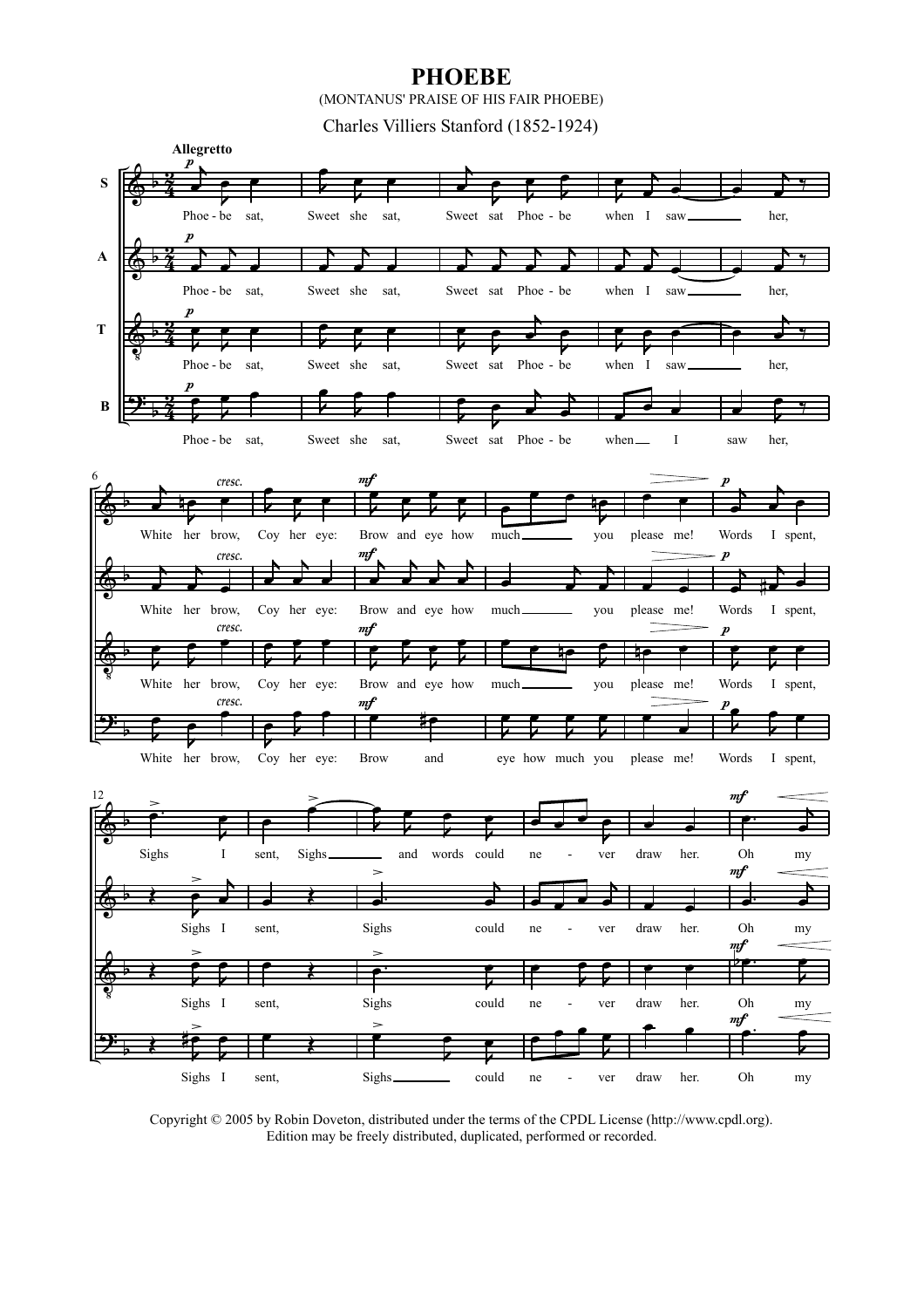# PHOEBE

(MONTANUS' PRAISE OF HIS FAIR PHOEBE)

Charles Villiers Stanford (1852-1924)

Copyright © 2005 by Robin Doveton, distributed under the terms of the CPDL License (http://www.cpdl.org).
Edition may be freely distributed, duplicated, performed or recorded.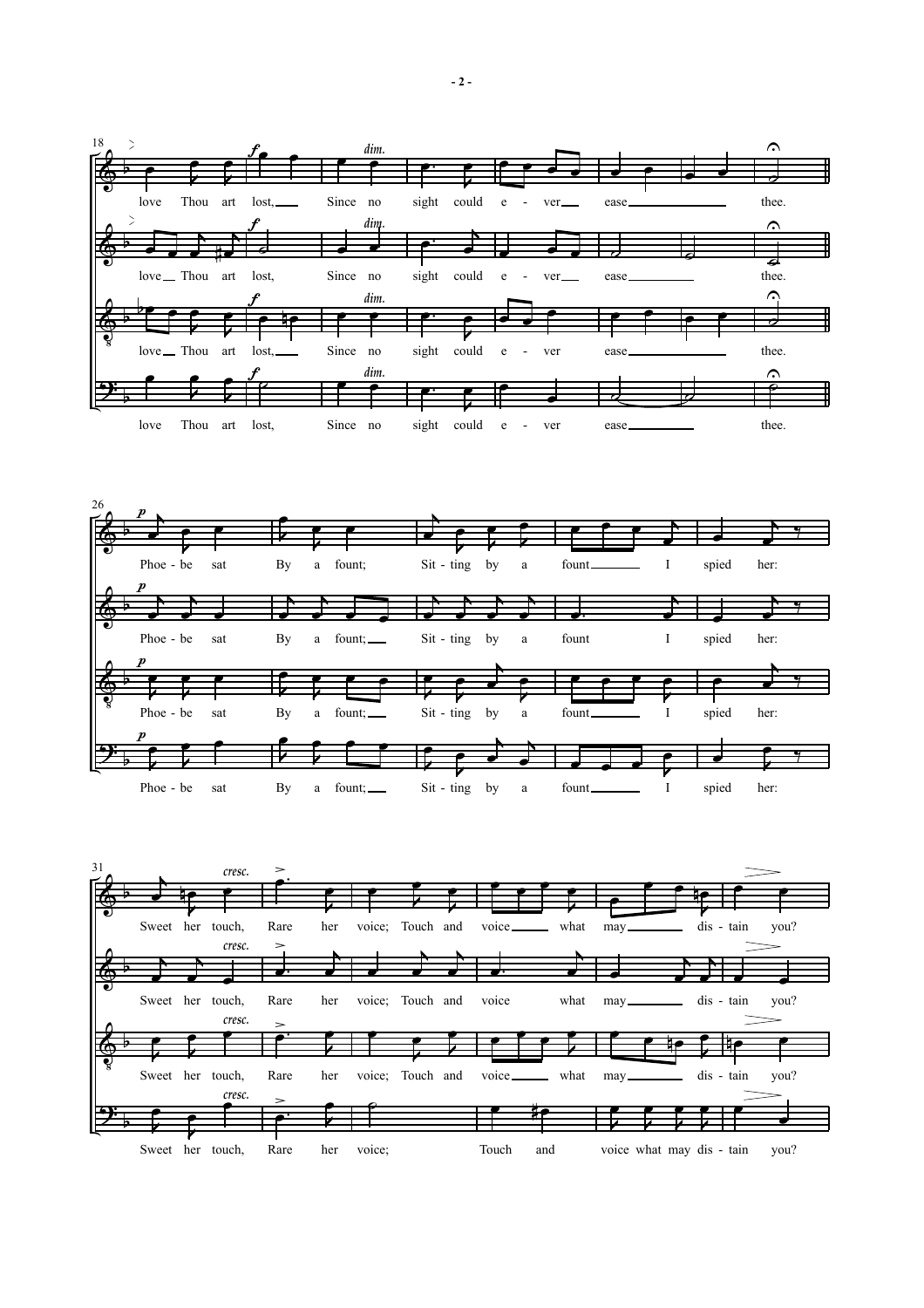18

love Thou art lost, Since no sight could e - ver ease thee.

love Thou art lost, Since no sight could e - ver ease thee.

love Thou art lost, Since no sight could e - ver ease thee.

love Thou art lost, Since no sight could e - ver ease thee.

26

Phoe - be sat By a fount; Sit - ting by a fount I spied her:

Phoe - be sat By a fount; Sit - ting by a fount I spied her:

Phoe - be sat By a fount; Sit - ting by a fount I spied her:

Phoe - be sat By a fount; Sit - ting by a fount I spied her:

31

Sweet her touch, Rare her voice; Touch and voice what may dis - tain you?

Sweet her touch, Rare her voice; Touch and voice what may dis - tain you?

Sweet her touch, Rare her voice; Touch and voice what may dis - tain you?

Sweet her touch, Rare her voice; Touch and voice what may dis - tain you?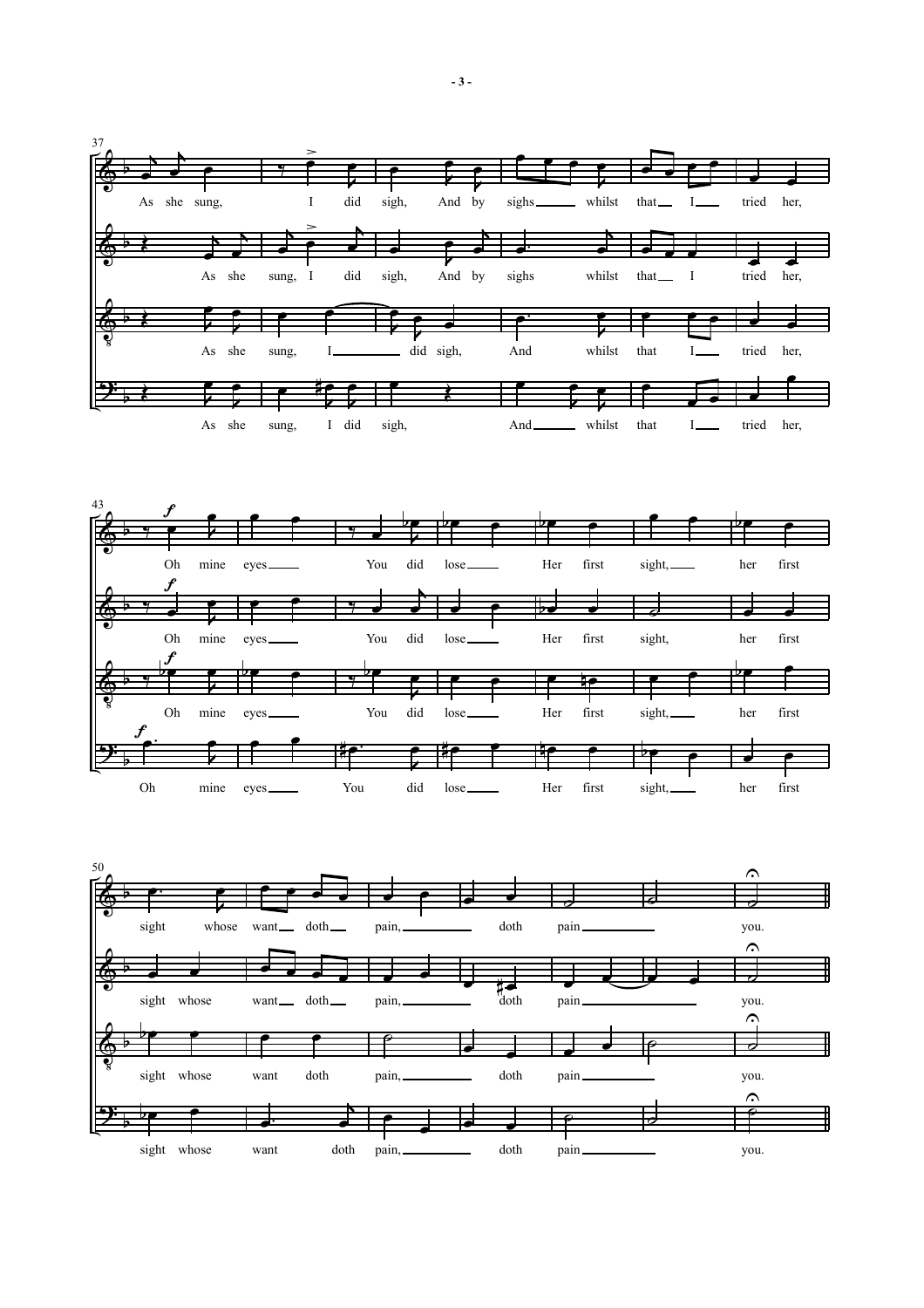37

As she sung, I did sigh, And by sighs whilst that I tried her,

As she sung, I did sigh, And by sighs whilst that I tried her,

As she sung, I did sigh, And whilst that I tried her,

As she sung, I did sigh, And whilst that I tried her,

43

*f* Oh mine eyes You did lose Her first sight, her first

*f* Oh mine eyes You did lose Her first sight, her first

*f* Oh mine eyes You did lose Her first sight, her first

*f* Oh mine eyes You did lose Her first sight, her first

50

sight whose want doth pain, doth pain you.

sight whose want doth pain, doth pain you.

sight whose want doth pain, doth pain you.

sight whose want doth pain, doth pain you.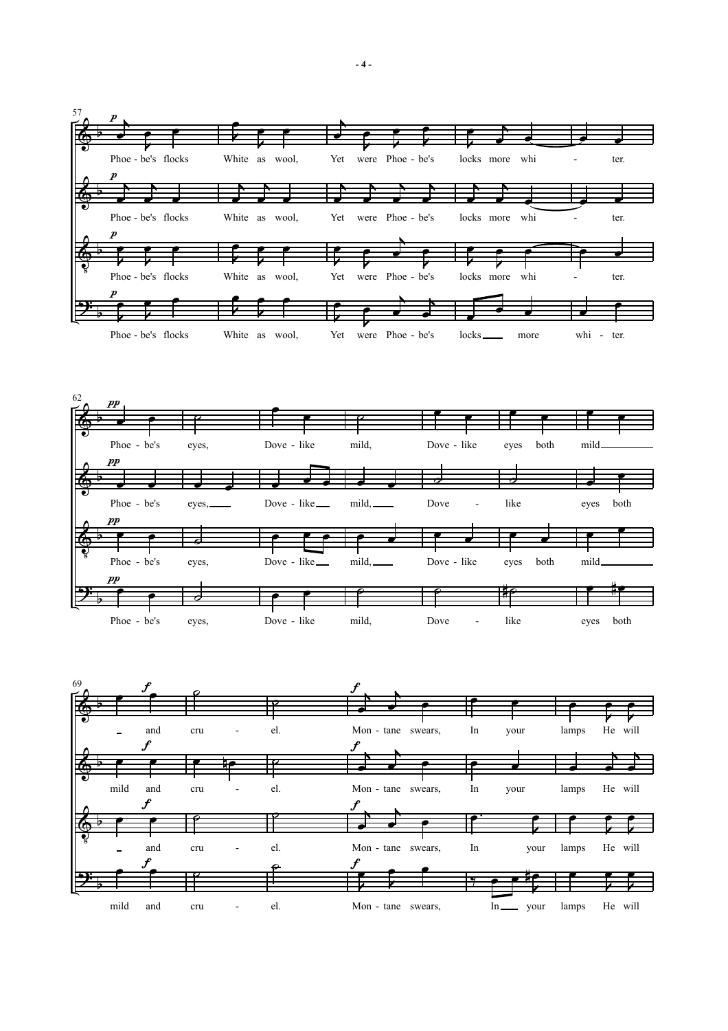57

*p*

Phoe - be's flocks White as wool, Yet were Phoe - be's locks more whi - ter.

*p*

Phoe - be's flocks White as wool, Yet were Phoe - be's locks more whi - ter.

*p*

Phoe - be's flocks White as wool, Yet were Phoe - be's locks more whi - ter.

*p*

Phoe - be's flocks White as wool, Yet were Phoe - be's locks more whi - ter.

62

*pp*

Phoe - be's eyes, Dove - like mild, Dove - like eyes both mild

*pp*

Phoe - be's eyes, Dove - like mild, Dove - like eyes both

*pp*

Phoe - be's eyes, Dove - like mild, Dove - like eyes both mild

*pp*

Phoe - be's eyes, Dove - like mild, Dove - like eyes both

69

*f*

and cru - el. *f* Mon - tane swears, In your lamps He will

*f*

mild and cru - el. *f* Mon - tane swears, In your lamps He will

*f*

and cru - el. *f* Mon - tane swears, In your lamps He will

*f*

mild and cru - el. *f* Mon - tane swears, In your lamps He will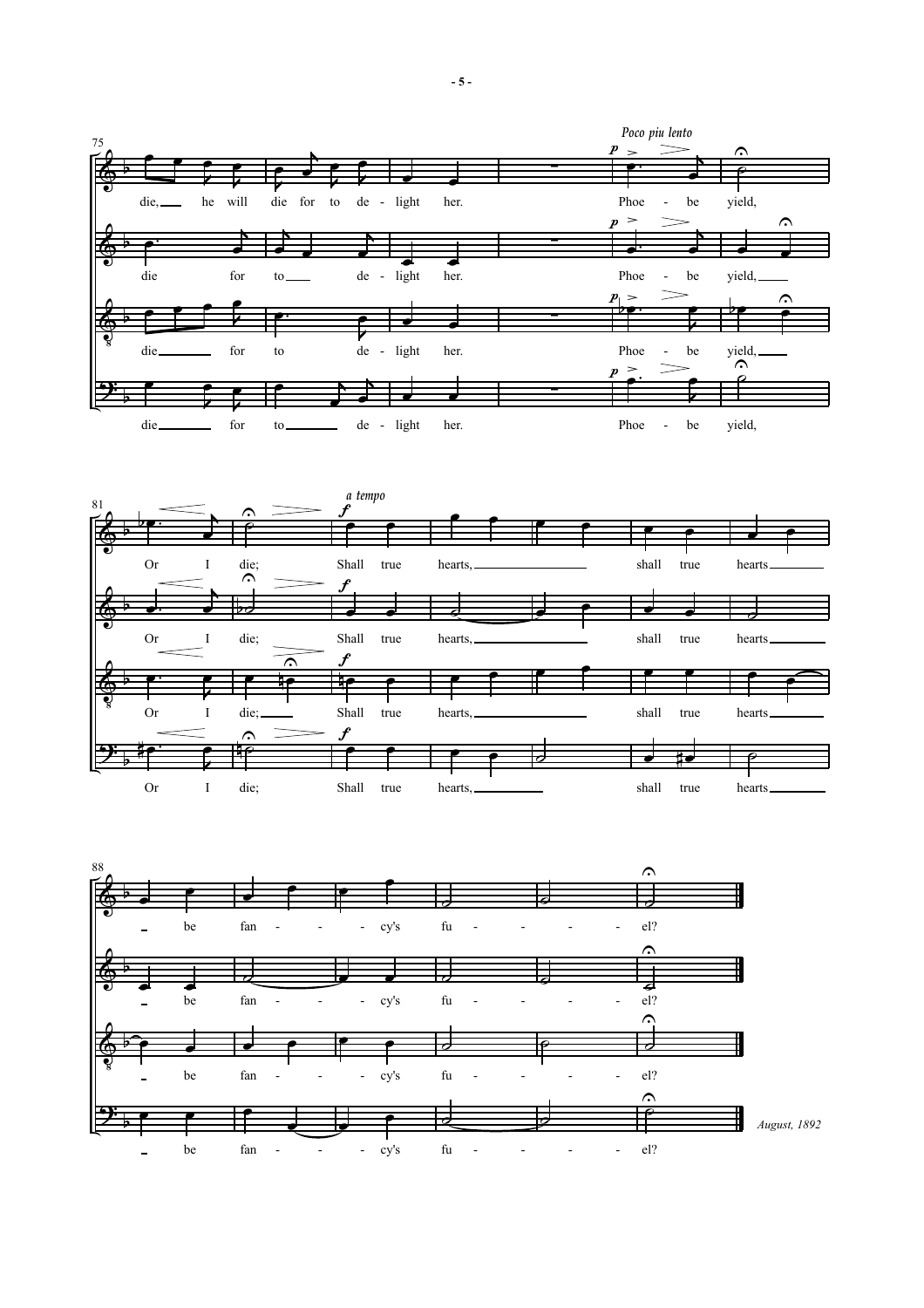August, 1892